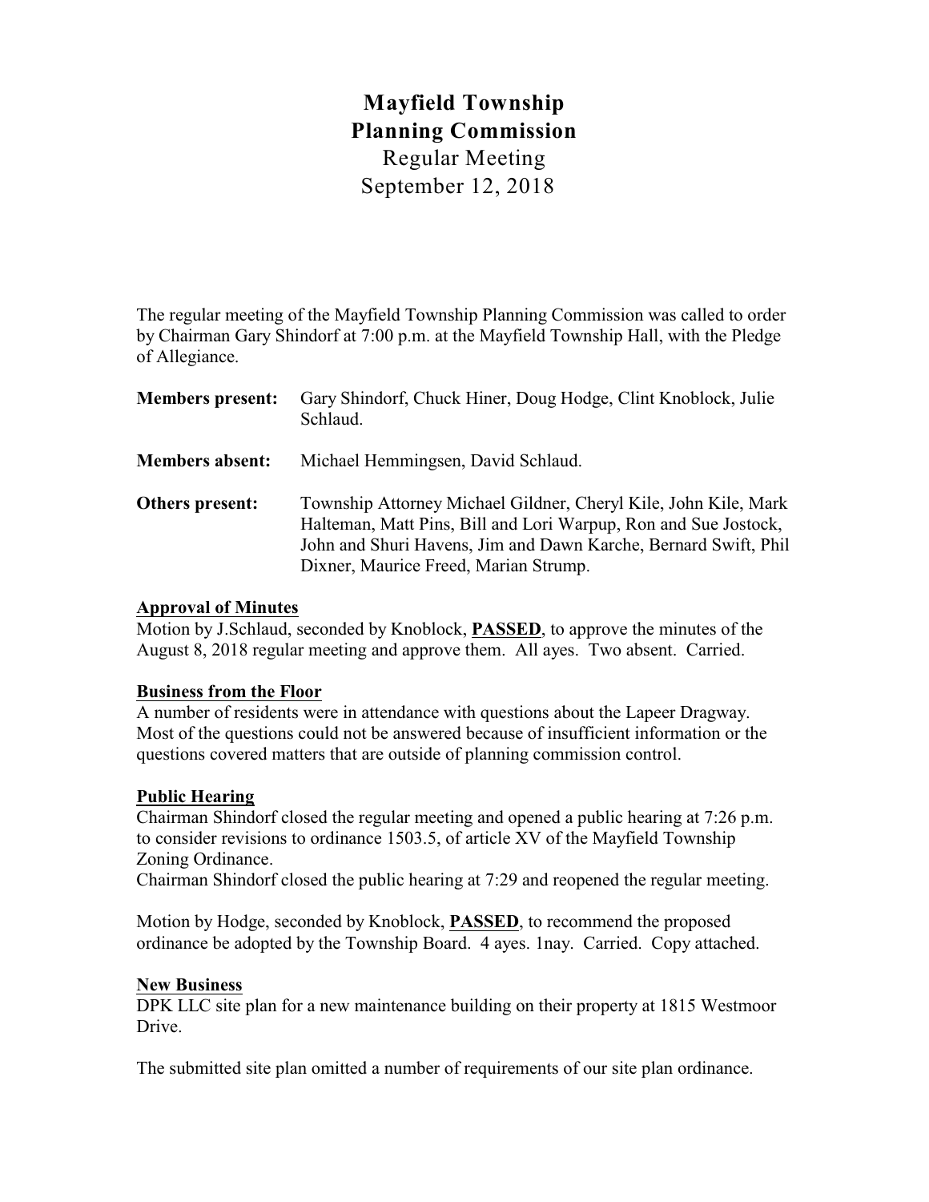# Mayfield Township
# Planning Commission
## Regular Meeting
## September 12, 2018

The regular meeting of the Mayfield Township Planning Commission was called to order by Chairman Gary Shindorf at 7:00 p.m. at the Mayfield Township Hall, with the Pledge of Allegiance.

| | |
|---|---|
| **Members present:** | Gary Shindorf, Chuck Hiner, Doug Hodge, Clint Knoblock, Julie Schlaud. |
| **Members absent:** | Michael Hemmingsen, David Schlaud. |
| **Others present:** | Township Attorney Michael Gildner, Cheryl Kile, John Kile, Mark Halteman, Matt Pins, Bill and Lori Warpup, Ron and Sue Jostock, John and Shuri Havens, Jim and Dawn Karche, Bernard Swift, Phil Dixner, Maurice Freed, Marian Strump. |

**Approval of Minutes**

Motion by J.Schlaud, seconded by Knoblock, **PASSED**, to approve the minutes of the August 8, 2018 regular meeting and approve them. All ayes. Two absent. Carried.

**Business from the Floor**

A number of residents were in attendance with questions about the Lapeer Dragway. Most of the questions could not be answered because of insufficient information or the questions covered matters that are outside of planning commission control.

**Public Hearing**

Chairman Shindorf closed the regular meeting and opened a public hearing at 7:26 p.m. to consider revisions to ordinance 1503.5, of article XV of the Mayfield Township Zoning Ordinance.

Chairman Shindorf closed the public hearing at 7:29 and reopened the regular meeting.

Motion by Hodge, seconded by Knoblock, **PASSED**, to recommend the proposed ordinance be adopted by the Township Board. 4 ayes. 1nay. Carried. Copy attached.

**New Business**

DPK LLC site plan for a new maintenance building on their property at 1815 Westmoor Drive.

The submitted site plan omitted a number of requirements of our site plan ordinance.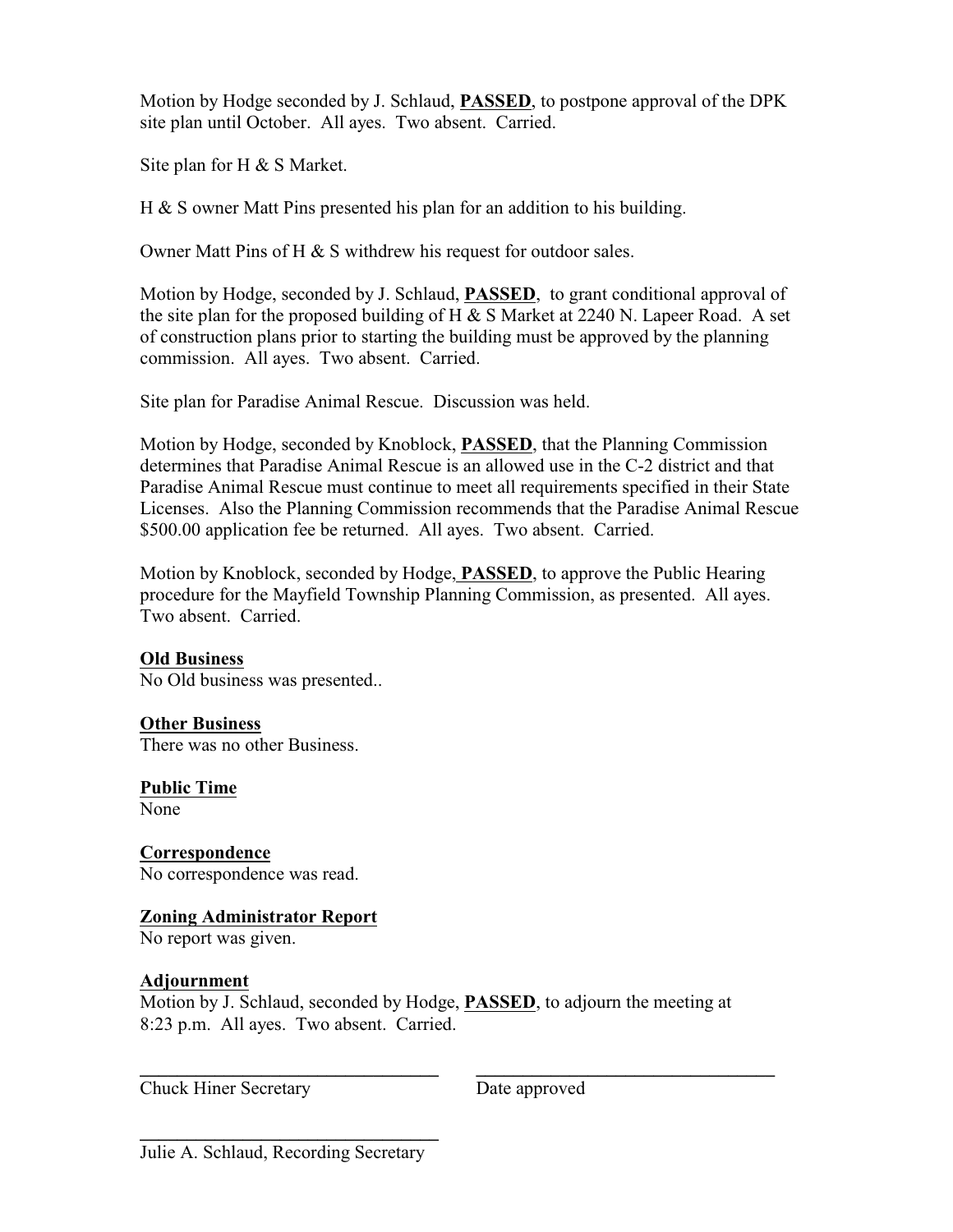Motion by Hodge seconded by J. Schlaud, **PASSED**, to postpone approval of the DPK site plan until October. All ayes. Two absent. Carried.

Site plan for H & S Market.

H & S owner Matt Pins presented his plan for an addition to his building.

Owner Matt Pins of H & S withdrew his request for outdoor sales.

Motion by Hodge, seconded by J. Schlaud, **PASSED**, to grant conditional approval of the site plan for the proposed building of H & S Market at 2240 N. Lapeer Road. A set of construction plans prior to starting the building must be approved by the planning commission. All ayes. Two absent. Carried.

Site plan for Paradise Animal Rescue. Discussion was held.

Motion by Hodge, seconded by Knoblock, **PASSED**, that the Planning Commission determines that Paradise Animal Rescue is an allowed use in the C-2 district and that Paradise Animal Rescue must continue to meet all requirements specified in their State Licenses. Also the Planning Commission recommends that the Paradise Animal Rescue $500.00 application fee be returned. All ayes. Two absent. Carried.

Motion by Knoblock, seconded by Hodge, **PASSED**, to approve the Public Hearing procedure for the Mayfield Township Planning Commission, as presented. All ayes. Two absent. Carried.

**Old Business**
No Old business was presented..

**Other Business**
There was no other Business.

**Public Time**
None

**Correspondence**
No correspondence was read.

**Zoning Administrator Report**
No report was given.

**Adjournment**
Motion by J. Schlaud, seconded by Hodge, **PASSED**, to adjourn the meeting at 8:23 p.m. All ayes. Two absent. Carried.

Chuck Hiner Secretary

Date approved

Julie A. Schlaud, Recording Secretary